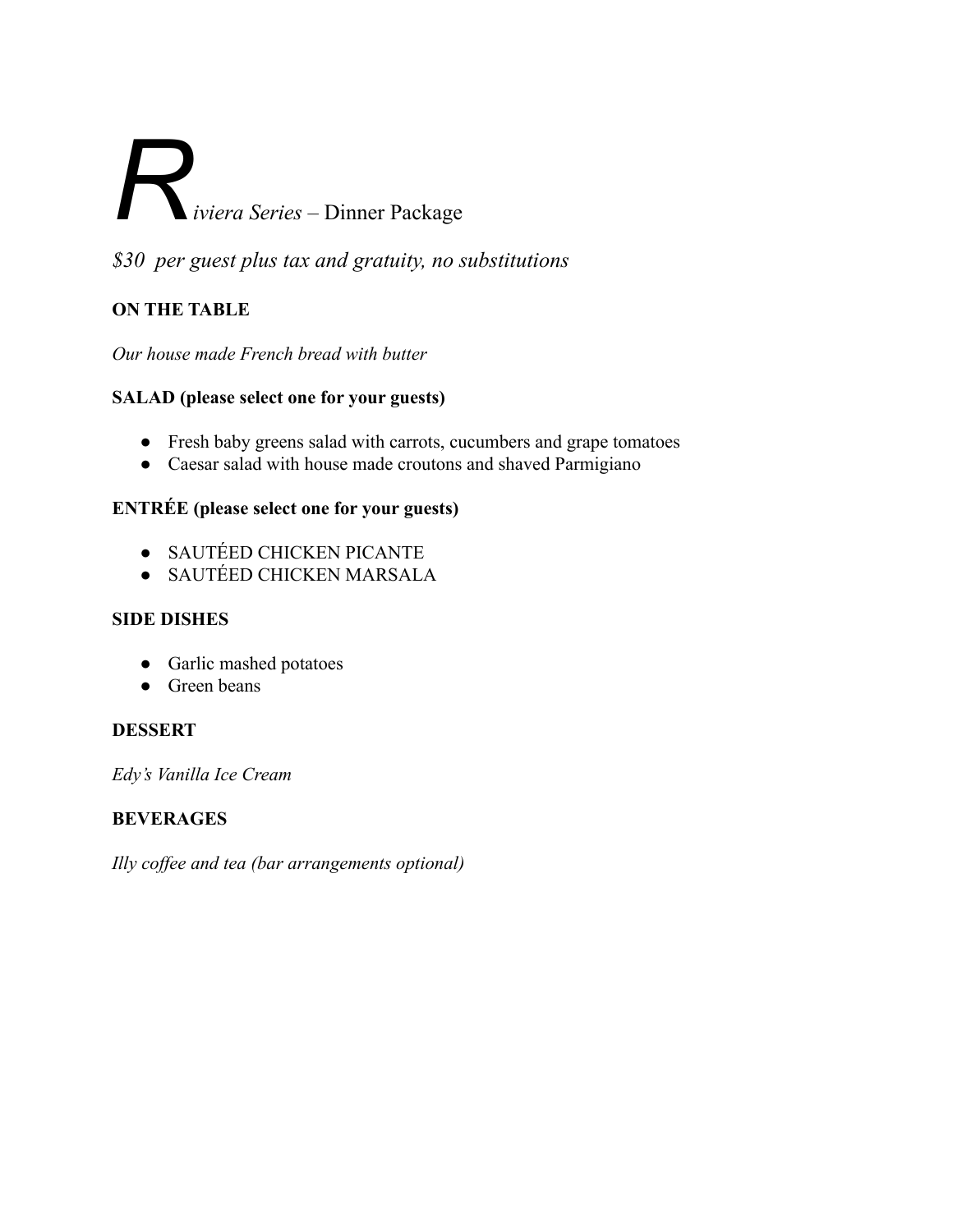# *Riviera Series* – Dinner Package

*$30  per guest plus tax and gratuity, no substitutions*

**ON THE TABLE**

*Our house made French bread with butter*

**SALAD (please select one for your guests)**

- Fresh baby greens salad with carrots, cucumbers and grape tomatoes
- Caesar salad with house made croutons and shaved Parmigiano

**ENTRÉE (please select one for your guests)**

- SAUTÉED CHICKEN PICANTE
- SAUTÉED CHICKEN MARSALA

**SIDE DISHES**

- Garlic mashed potatoes
- Green beans

**DESSERT**

*Edy's Vanilla Ice Cream*

**BEVERAGES**

*Illy coffee and tea (bar arrangements optional)*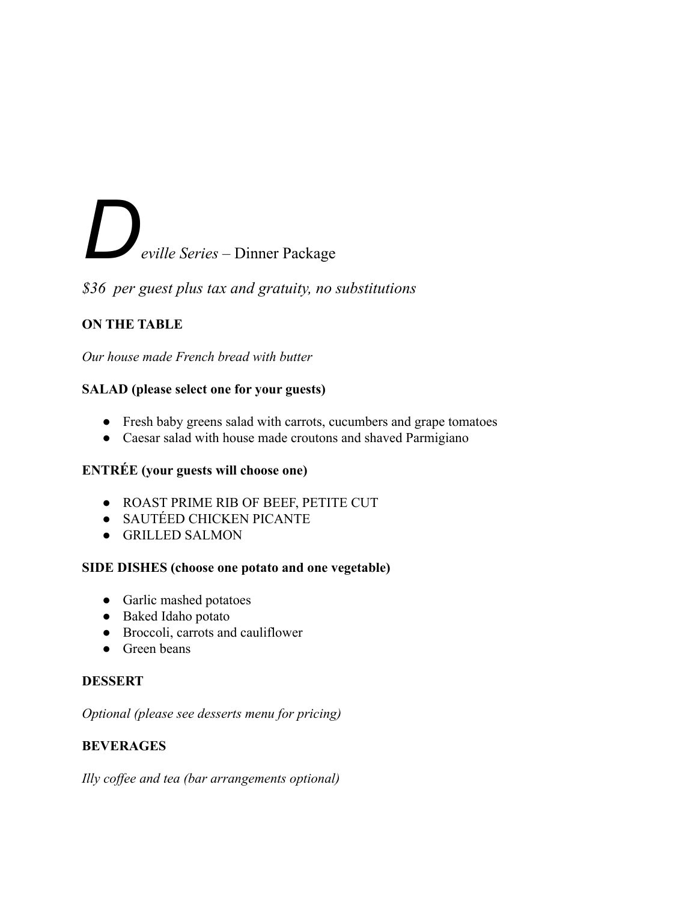# *D**eville Series* – Dinner Package

*$36 per guest plus tax and gratuity, no substitutions*

**ON THE TABLE**

*Our house made French bread with butter*

**SALAD (please select one for your guests)**

- Fresh baby greens salad with carrots, cucumbers and grape tomatoes
- Caesar salad with house made croutons and shaved Parmigiano

**ENTRÉE (your guests will choose one)**

- ROAST PRIME RIB OF BEEF, PETITE CUT
- SAUTÉED CHICKEN PICANTE
- GRILLED SALMON

**SIDE DISHES (choose one potato and one vegetable)**

- Garlic mashed potatoes
- Baked Idaho potato
- Broccoli, carrots and cauliflower
- Green beans

**DESSERT**

*Optional (please see desserts menu for pricing)*

**BEVERAGES**

*Illy coffee and tea (bar arrangements optional)*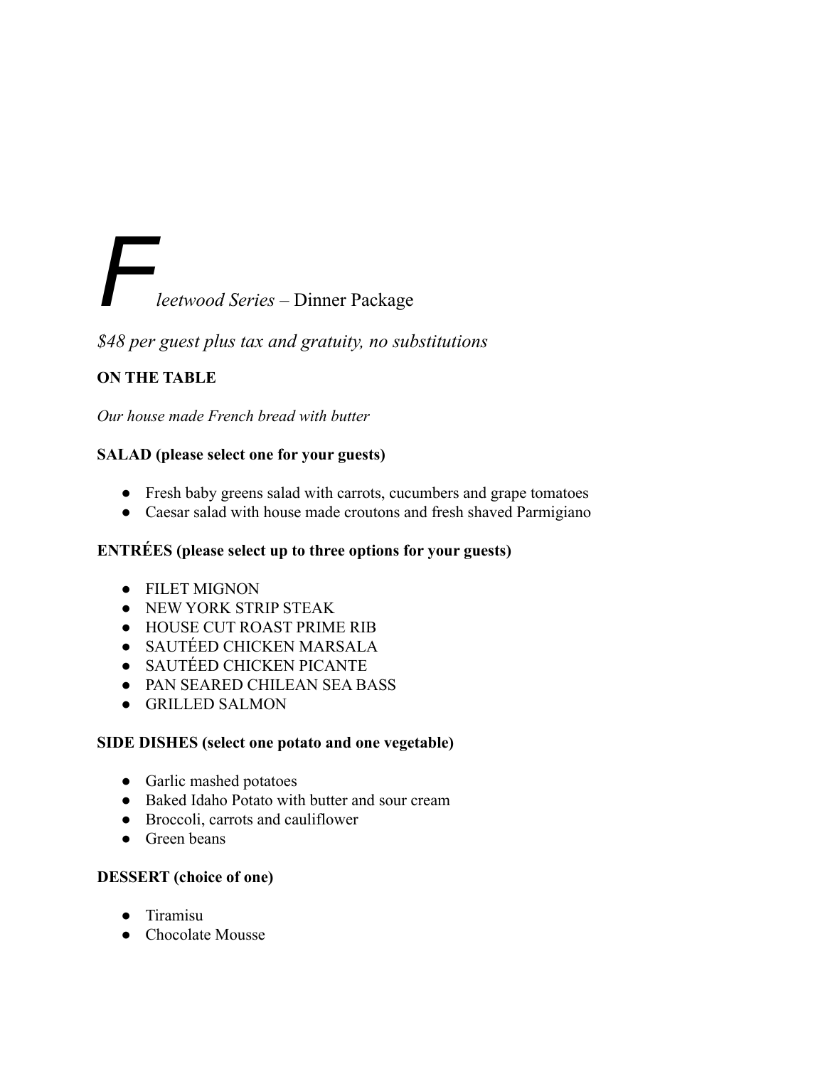# *F*leetwood Series – Dinner Package

*$48 per guest plus tax and gratuity, no substitutions*

**ON THE TABLE**

*Our house made French bread with butter*

**SALAD (please select one for your guests)**

- Fresh baby greens salad with carrots, cucumbers and grape tomatoes
- Caesar salad with house made croutons and fresh shaved Parmigiano

**ENTRÉES (please select up to three options for your guests)**

- FILET MIGNON
- NEW YORK STRIP STEAK
- HOUSE CUT ROAST PRIME RIB
- SAUTÉED CHICKEN MARSALA
- SAUTÉED CHICKEN PICANTE
- PAN SEARED CHILEAN SEA BASS
- GRILLED SALMON

**SIDE DISHES (select one potato and one vegetable)**

- Garlic mashed potatoes
- Baked Idaho Potato with butter and sour cream
- Broccoli, carrots and cauliflower
- Green beans

**DESSERT (choice of one)**

- Tiramisu
- Chocolate Mousse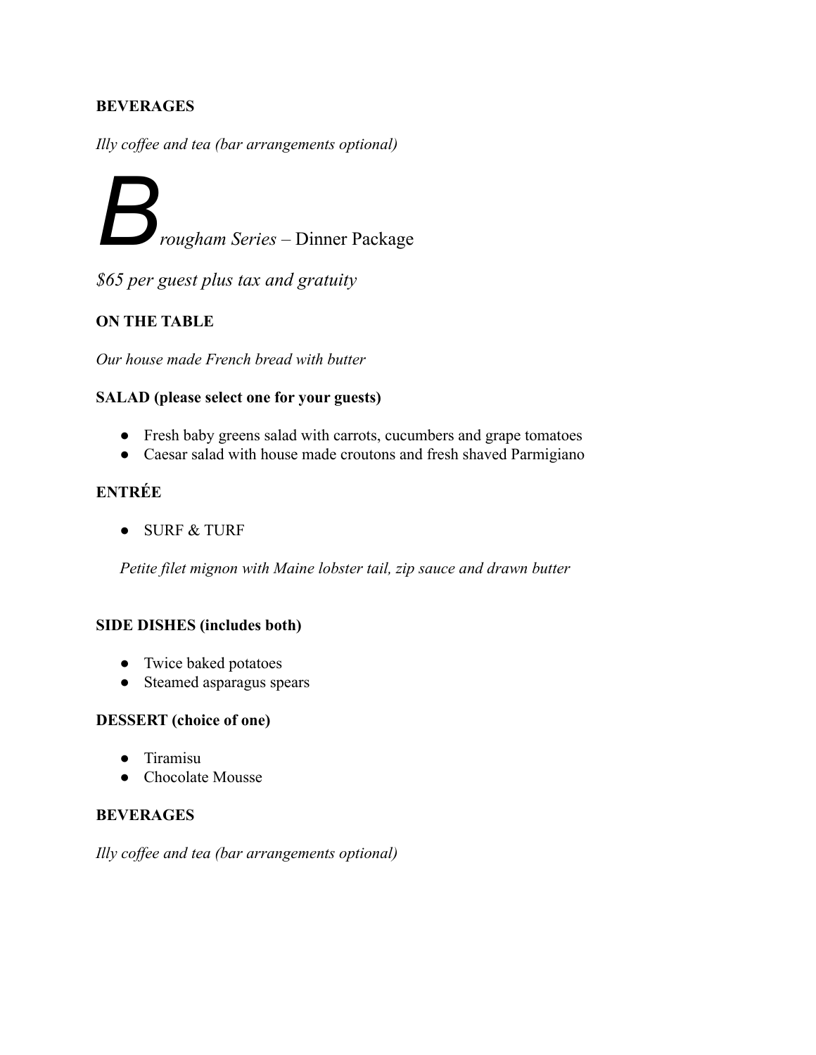**BEVERAGES**

*Illy coffee and tea (bar arrangements optional)*

# B*rougham Series* – Dinner Package

*$65 per guest plus tax and gratuity*

**ON THE TABLE**

*Our house made French bread with butter*

**SALAD (please select one for your guests)**

- Fresh baby greens salad with carrots, cucumbers and grape tomatoes
- Caesar salad with house made croutons and fresh shaved Parmigiano

**ENTRÉE**

- SURF & TURF

  *Petite filet mignon with Maine lobster tail, zip sauce and drawn butter*

**SIDE DISHES (includes both)**

- Twice baked potatoes
- Steamed asparagus spears

**DESSERT (choice of one)**

- Tiramisu
- Chocolate Mousse

**BEVERAGES**

*Illy coffee and tea (bar arrangements optional)*